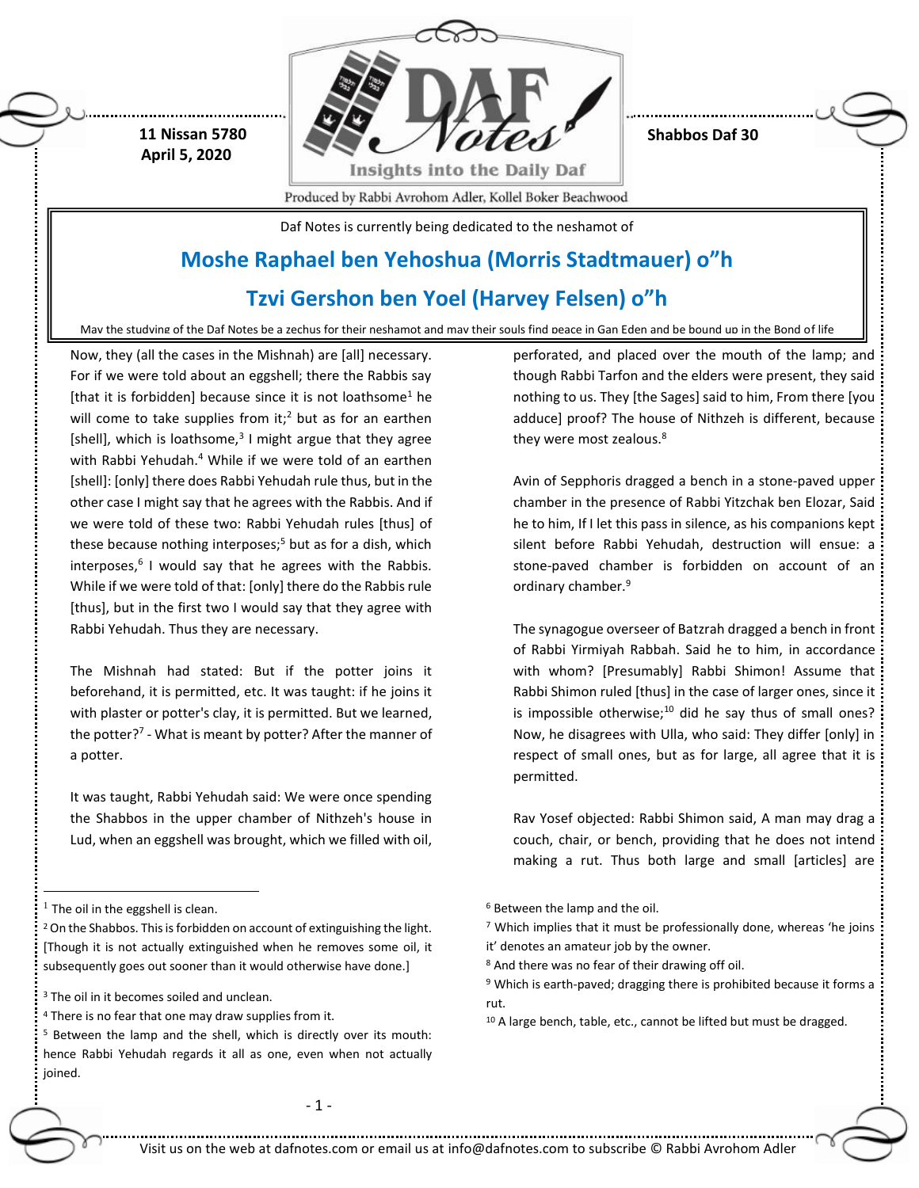11 Nissan 5780
April 5, 2020

Shabbos Daf 30

Daf Notes is currently being dedicated to the neshamot of

## Moshe Raphael ben Yehoshua (Morris Stadtmauer) o"h

## Tzvi Gershon ben Yoel (Harvey Felsen) o"h

May the studying of the Daf Notes be a zechus for their neshamot and may their souls find peace in Gan Eden and be bound up in the Bond of life

Now, they (all the cases in the Mishnah) are [all] necessary. For if we were told about an eggshell; there the Rabbis say [that it is forbidden] because since it is not loathsome[1] he will come to take supplies from it;[2] but as for an earthen [shell], which is loathsome,[3] I might argue that they agree with Rabbi Yehudah.[4] While if we were told of an earthen [shell]: [only] there does Rabbi Yehudah rule thus, but in the other case I might say that he agrees with the Rabbis. And if we were told of these two: Rabbi Yehudah rules [thus] of these because nothing interposes;[5] but as for a dish, which interposes,[6] I would say that he agrees with the Rabbis. While if we were told of that: [only] there do the Rabbis rule [thus], but in the first two I would say that they agree with Rabbi Yehudah. Thus they are necessary.

The Mishnah had stated: But if the potter joins it beforehand, it is permitted, etc. It was taught: if he joins it with plaster or potter's clay, it is permitted. But we learned, the potter?[7] - What is meant by potter? After the manner of a potter.

It was taught, Rabbi Yehudah said: We were once spending the Shabbos in the upper chamber of Nithzeh's house in Lud, when an eggshell was brought, which we filled with oil, perforated, and placed over the mouth of the lamp; and though Rabbi Tarfon and the elders were present, they said nothing to us. They [the Sages] said to him, From there [you adduce] proof? The house of Nithzeh is different, because they were most zealous.[8]

Avin of Sepphoris dragged a bench in a stone-paved upper chamber in the presence of Rabbi Yitzchak ben Elozar, Said he to him, If I let this pass in silence, as his companions kept silent before Rabbi Yehudah, destruction will ensue: a stone-paved chamber is forbidden on account of an ordinary chamber.[9]

The synagogue overseer of Batzrah dragged a bench in front of Rabbi Yirmiyah Rabbah. Said he to him, in accordance with whom? [Presumably] Rabbi Shimon! Assume that Rabbi Shimon ruled [thus] in the case of larger ones, since it is impossible otherwise;[10] did he say thus of small ones? Now, he disagrees with Ulla, who said: They differ [only] in respect of small ones, but as for large, all agree that it is permitted.

Rav Yosef objected: Rabbi Shimon said, A man may drag a couch, chair, or bench, providing that he does not intend making a rut. Thus both large and small [articles] are

---

[1] The oil in the eggshell is clean.

[2] On the Shabbos. This is forbidden on account of extinguishing the light. [Though it is not actually extinguished when he removes some oil, it subsequently goes out sooner than it would otherwise have done.]

[3] The oil in it becomes soiled and unclean.

[4] There is no fear that one may draw supplies from it.

[5] Between the lamp and the shell, which is directly over its mouth: hence Rabbi Yehudah regards it all as one, even when not actually joined.

[6] Between the lamp and the oil.

[7] Which implies that it must be professionally done, whereas 'he joins it' denotes an amateur job by the owner.

[8] And there was no fear of their drawing off oil.

[9] Which is earth-paved; dragging there is prohibited because it forms a rut.

[10] A large bench, table, etc., cannot be lifted but must be dragged.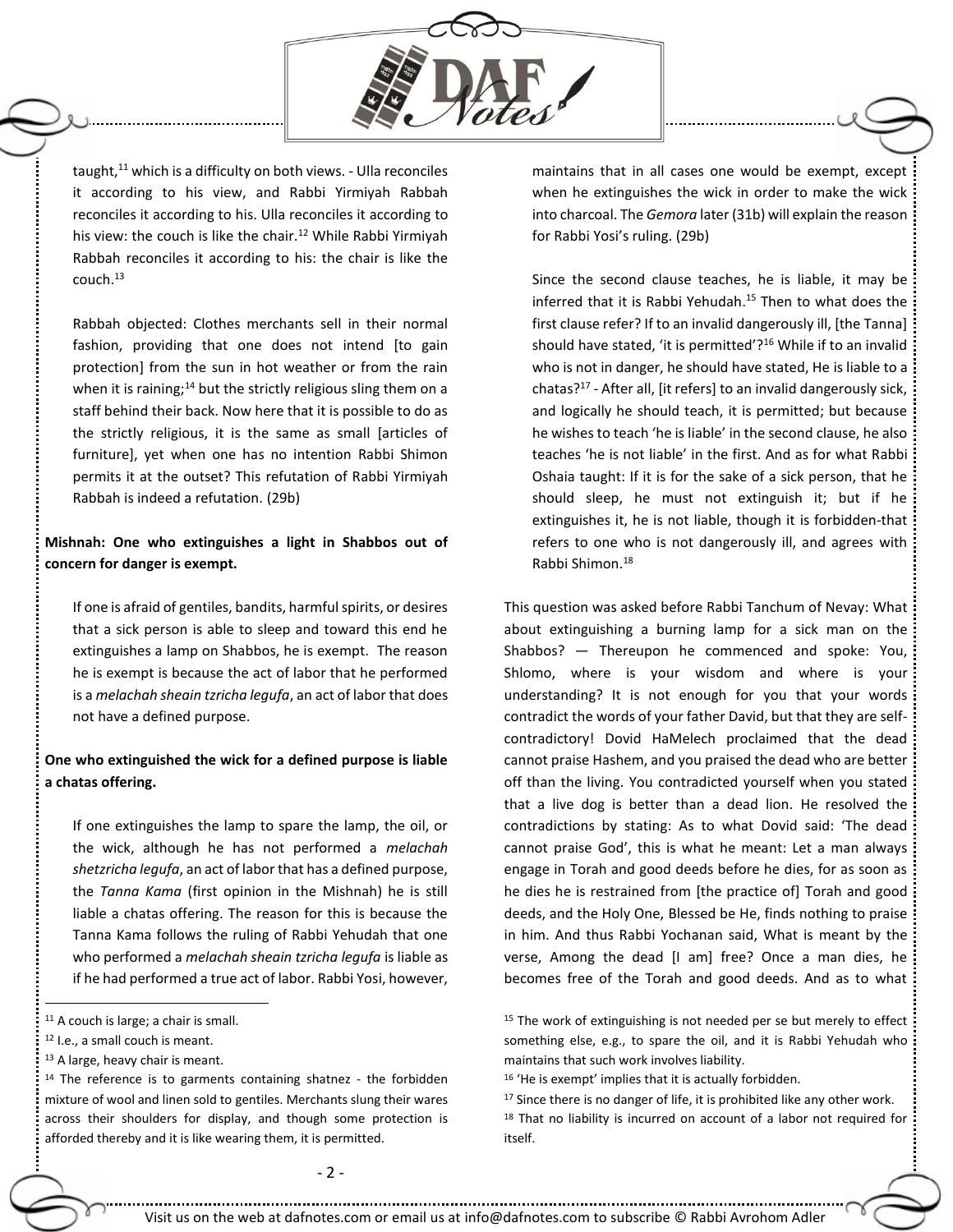taught,[11] which is a difficulty on both views. - Ulla reconciles it according to his view, and Rabbi Yirmiyah Rabbah reconciles it according to his. Ulla reconciles it according to his view: the couch is like the chair.[12] While Rabbi Yirmiyah Rabbah reconciles it according to his: the chair is like the couch.[13]

Rabbah objected: Clothes merchants sell in their normal fashion, providing that one does not intend [to gain protection] from the sun in hot weather or from the rain when it is raining;[14] but the strictly religious sling them on a staff behind their back. Now here that it is possible to do as the strictly religious, it is the same as small [articles of furniture], yet when one has no intention Rabbi Shimon permits it at the outset? This refutation of Rabbi Yirmiyah Rabbah is indeed a refutation. (29b)

**Mishnah: One who extinguishes a light in Shabbos out of concern for danger is exempt.**

If one is afraid of gentiles, bandits, harmful spirits, or desires that a sick person is able to sleep and toward this end he extinguishes a lamp on Shabbos, he is exempt. The reason he is exempt is because the act of labor that he performed is a *melachah sheain tzricha legufa*, an act of labor that does not have a defined purpose.

**One who extinguished the wick for a defined purpose is liable a chatas offering.**

If one extinguishes the lamp to spare the lamp, the oil, or the wick, although he has not performed a *melachah shetzricha legufa*, an act of labor that has a defined purpose, the *Tanna Kama* (first opinion in the Mishnah) he is still liable a chatas offering. The reason for this is because the Tanna Kama follows the ruling of Rabbi Yehudah that one who performed a *melachah sheain tzricha legufa* is liable as if he had performed a true act of labor. Rabbi Yosi, however, maintains that in all cases one would be exempt, except when he extinguishes the wick in order to make the wick into charcoal. The *Gemora* later (31b) will explain the reason for Rabbi Yosi's ruling. (29b)

Since the second clause teaches, he is liable, it may be inferred that it is Rabbi Yehudah.[15] Then to what does the first clause refer? If to an invalid dangerously ill, [the Tanna] should have stated, 'it is permitted'?[16] While if to an invalid who is not in danger, he should have stated, He is liable to a chatas?[17] - After all, [it refers] to an invalid dangerously sick, and logically he should teach, it is permitted; but because he wishes to teach 'he is liable' in the second clause, he also teaches 'he is not liable' in the first. And as for what Rabbi Oshaia taught: If it is for the sake of a sick person, that he should sleep, he must not extinguish it; but if he extinguishes it, he is not liable, though it is forbidden-that refers to one who is not dangerously ill, and agrees with Rabbi Shimon.[18]

This question was asked before Rabbi Tanchum of Nevay: What about extinguishing a burning lamp for a sick man on the Shabbos? — Thereupon he commenced and spoke: You, Shlomo, where is your wisdom and where is your understanding? It is not enough for you that your words contradict the words of your father David, but that they are self-contradictory! Dovid HaMelech proclaimed that the dead cannot praise Hashem, and you praised the dead who are better off than the living. You contradicted yourself when you stated that a live dog is better than a dead lion. He resolved the contradictions by stating: As to what Dovid said: 'The dead cannot praise God', this is what he meant: Let a man always engage in Torah and good deeds before he dies, for as soon as he dies he is restrained from [the practice of] Torah and good deeds, and the Holy One, Blessed be He, finds nothing to praise in him. And thus Rabbi Yochanan said, What is meant by the verse, Among the dead [I am] free? Once a man dies, he becomes free of the Torah and good deeds. And as to what

---

[11] A couch is large; a chair is small.

[12] I.e., a small couch is meant.

[13] A large, heavy chair is meant.

[14] The reference is to garments containing shatnez - the forbidden mixture of wool and linen sold to gentiles. Merchants slung their wares across their shoulders for display, and though some protection is afforded thereby and it is like wearing them, it is permitted.

[15] The work of extinguishing is not needed per se but merely to effect something else, e.g., to spare the oil, and it is Rabbi Yehudah who maintains that such work involves liability.

[16] 'He is exempt' implies that it is actually forbidden.

[17] Since there is no danger of life, it is prohibited like any other work.

[18] That no liability is incurred on account of a labor not required for itself.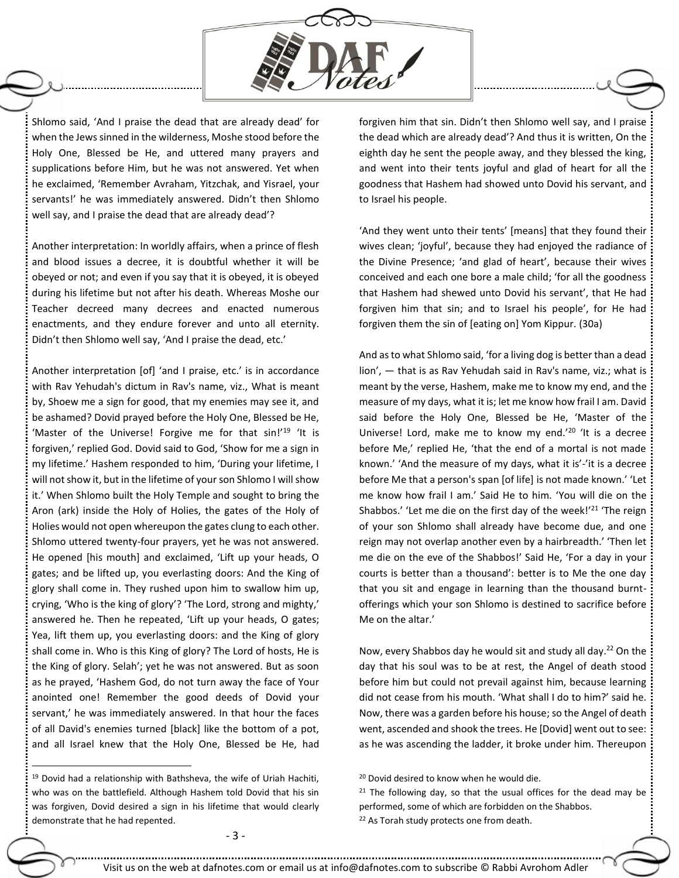Shlomo said, 'And I praise the dead that are already dead' for when the Jews sinned in the wilderness, Moshe stood before the Holy One, Blessed be He, and uttered many prayers and supplications before Him, but he was not answered. Yet when he exclaimed, 'Remember Avraham, Yitzchak, and Yisrael, your servants!' he was immediately answered. Didn't then Shlomo well say, and I praise the dead that are already dead'?

Another interpretation: In worldly affairs, when a prince of flesh and blood issues a decree, it is doubtful whether it will be obeyed or not; and even if you say that it is obeyed, it is obeyed during his lifetime but not after his death. Whereas Moshe our Teacher decreed many decrees and enacted numerous enactments, and they endure forever and unto all eternity. Didn't then Shlomo well say, 'And I praise the dead, etc.'

Another interpretation [of] 'and I praise, etc.' is in accordance with Rav Yehudah's dictum in Rav's name, viz., What is meant by, Shoew me a sign for good, that my enemies may see it, and be ashamed? Dovid prayed before the Holy One, Blessed be He, 'Master of the Universe! Forgive me for that sin!'[19] 'It is forgiven,' replied God. Dovid said to God, 'Show for me a sign in my lifetime.' Hashem responded to him, 'During your lifetime, I will not show it, but in the lifetime of your son Shlomo I will show it.' When Shlomo built the Holy Temple and sought to bring the Aron (ark) inside the Holy of Holies, the gates of the Holy of Holies would not open whereupon the gates clung to each other. Shlomo uttered twenty-four prayers, yet he was not answered. He opened [his mouth] and exclaimed, 'Lift up your heads, O gates; and be lifted up, you everlasting doors: And the King of glory shall come in. They rushed upon him to swallow him up, crying, 'Who is the king of glory'? 'The Lord, strong and mighty,' answered he. Then he repeated, 'Lift up your heads, O gates; Yea, lift them up, you everlasting doors: and the King of glory shall come in. Who is this King of glory? The Lord of hosts, He is the King of glory. Selah'; yet he was not answered. But as soon as he prayed, 'Hashem God, do not turn away the face of Your anointed one! Remember the good deeds of Dovid your servant,' he was immediately answered. In that hour the faces of all David's enemies turned [black] like the bottom of a pot, and all Israel knew that the Holy One, Blessed be He, had forgiven him that sin. Didn't then Shlomo well say, and I praise the dead which are already dead'? And thus it is written, On the eighth day he sent the people away, and they blessed the king, and went into their tents joyful and glad of heart for all the goodness that Hashem had showed unto Dovid his servant, and to Israel his people.

'And they went unto their tents' [means] that they found their wives clean; 'joyful', because they had enjoyed the radiance of the Divine Presence; 'and glad of heart', because their wives conceived and each one bore a male child; 'for all the goodness that Hashem had shewed unto Dovid his servant', that He had forgiven him that sin; and to Israel his people', for He had forgiven them the sin of [eating on] Yom Kippur. (30a)

And as to what Shlomo said, 'for a living dog is better than a dead lion', — that is as Rav Yehudah said in Rav's name, viz.; what is meant by the verse, Hashem, make me to know my end, and the measure of my days, what it is; let me know how frail I am. David said before the Holy One, Blessed be He, 'Master of the Universe! Lord, make me to know my end.'[20] 'It is a decree before Me,' replied He, 'that the end of a mortal is not made known.' 'And the measure of my days, what it is'-'it is a decree before Me that a person's span [of life] is not made known.' 'Let me know how frail I am.' Said He to him. 'You will die on the Shabbos.' 'Let me die on the first day of the week!'[21] 'The reign of your son Shlomo shall already have become due, and one reign may not overlap another even by a hairbreadth.' 'Then let me die on the eve of the Shabbos!' Said He, 'For a day in your courts is better than a thousand': better is to Me the one day that you sit and engage in learning than the thousand burnt-offerings which your son Shlomo is destined to sacrifice before Me on the altar.'

Now, every Shabbos day he would sit and study all day.[22] On the day that his soul was to be at rest, the Angel of death stood before him but could not prevail against him, because learning did not cease from his mouth. 'What shall I do to him?' said he. Now, there was a garden before his house; so the Angel of death went, ascended and shook the trees. He [Dovid] went out to see: as he was ascending the ladder, it broke under him. Thereupon

---

[19] Dovid had a relationship with Bathsheva, the wife of Uriah Hachiti, who was on the battlefield. Although Hashem told Dovid that his sin was forgiven, Dovid desired a sign in his lifetime that would clearly demonstrate that he had repented.

[20] Dovid desired to know when he would die.

[21] The following day, so that the usual offices for the dead may be performed, some of which are forbidden on the Shabbos.

[22] As Torah study protects one from death.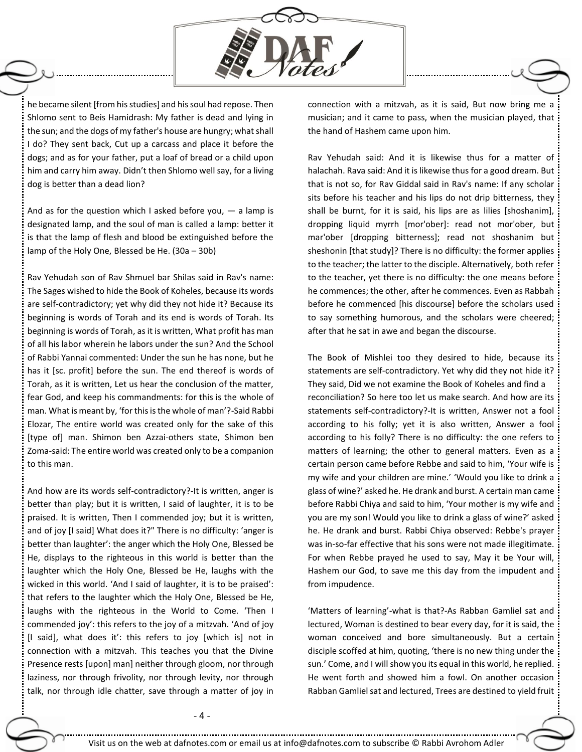he became silent [from his studies] and his soul had repose. Then Shlomo sent to Beis Hamidrash: My father is dead and lying in the sun; and the dogs of my father's house are hungry; what shall I do? They sent back, Cut up a carcass and place it before the dogs; and as for your father, put a loaf of bread or a child upon him and carry him away. Didn't then Shlomo well say, for a living dog is better than a dead lion?

And as for the question which I asked before you, — a lamp is designated lamp, and the soul of man is called a lamp: better it is that the lamp of flesh and blood be extinguished before the lamp of the Holy One, Blessed be He. (30a – 30b)

Rav Yehudah son of Rav Shmuel bar Shilas said in Rav's name: The Sages wished to hide the Book of Koheles, because its words are self-contradictory; yet why did they not hide it? Because its beginning is words of Torah and its end is words of Torah. Its beginning is words of Torah, as it is written, What profit has man of all his labor wherein he labors under the sun? And the School of Rabbi Yannai commented: Under the sun he has none, but he has it [sc. profit] before the sun. The end thereof is words of Torah, as it is written, Let us hear the conclusion of the matter, fear God, and keep his commandments: for this is the whole of man. What is meant by, 'for this is the whole of man'?-Said Rabbi Elozar, The entire world was created only for the sake of this [type of] man. Shimon ben Azzai-others state, Shimon ben Zoma-said: The entire world was created only to be a companion to this man.

And how are its words self-contradictory?-It is written, anger is better than play; but it is written, I said of laughter, it is to be praised. It is written, Then I commended joy; but it is written, and of joy [I said] What does it?" There is no difficulty: 'anger is better than laughter': the anger which the Holy One, Blessed be He, displays to the righteous in this world is better than the laughter which the Holy One, Blessed be He, laughs with the wicked in this world. 'And I said of laughter, it is to be praised': that refers to the laughter which the Holy One, Blessed be He, laughs with the righteous in the World to Come. 'Then I commended joy': this refers to the joy of a mitzvah. 'And of joy [I said], what does it': this refers to joy [which is] not in connection with a mitzvah. This teaches you that the Divine Presence rests [upon] man] neither through gloom, nor through laziness, nor through frivolity, nor through levity, nor through talk, nor through idle chatter, save through a matter of joy in connection with a mitzvah, as it is said, But now bring me a musician; and it came to pass, when the musician played, that the hand of Hashem came upon him.

Rav Yehudah said: And it is likewise thus for a matter of halachah. Rava said: And it is likewise thus for a good dream. But that is not so, for Rav Giddal said in Rav's name: If any scholar sits before his teacher and his lips do not drip bitterness, they shall be burnt, for it is said, his lips are as lilies [shoshanim], dropping liquid myrrh [mor'ober]: read not mor'ober, but mar'ober [dropping bitterness]; read not shoshanim but sheshonin [that study]? There is no difficulty: the former applies to the teacher; the latter to the disciple. Alternatively, both refer to the teacher, yet there is no difficulty: the one means before he commences; the other, after he commences. Even as Rabbah before he commenced [his discourse] before the scholars used to say something humorous, and the scholars were cheered; after that he sat in awe and began the discourse.

The Book of Mishlei too they desired to hide, because its statements are self-contradictory. Yet why did they not hide it? They said, Did we not examine the Book of Koheles and find a reconciliation? So here too let us make search. And how are its statements self-contradictory?-It is written, Answer not a fool according to his folly; yet it is also written, Answer a fool according to his folly? There is no difficulty: the one refers to matters of learning; the other to general matters. Even as a certain person came before Rebbe and said to him, 'Your wife is my wife and your children are mine.' 'Would you like to drink a glass of wine?' asked he. He drank and burst. A certain man came before Rabbi Chiya and said to him, 'Your mother is my wife and you are my son! Would you like to drink a glass of wine?' asked he. He drank and burst. Rabbi Chiya observed: Rebbe's prayer was in-so-far effective that his sons were not made illegitimate. For when Rebbe prayed he used to say, May it be Your will, Hashem our God, to save me this day from the impudent and from impudence.

'Matters of learning'-what is that?-As Rabban Gamliel sat and lectured, Woman is destined to bear every day, for it is said, the woman conceived and bore simultaneously. But a certain disciple scoffed at him, quoting, 'there is no new thing under the sun.' Come, and I will show you its equal in this world, he replied. He went forth and showed him a fowl. On another occasion Rabban Gamliel sat and lectured, Trees are destined to yield fruit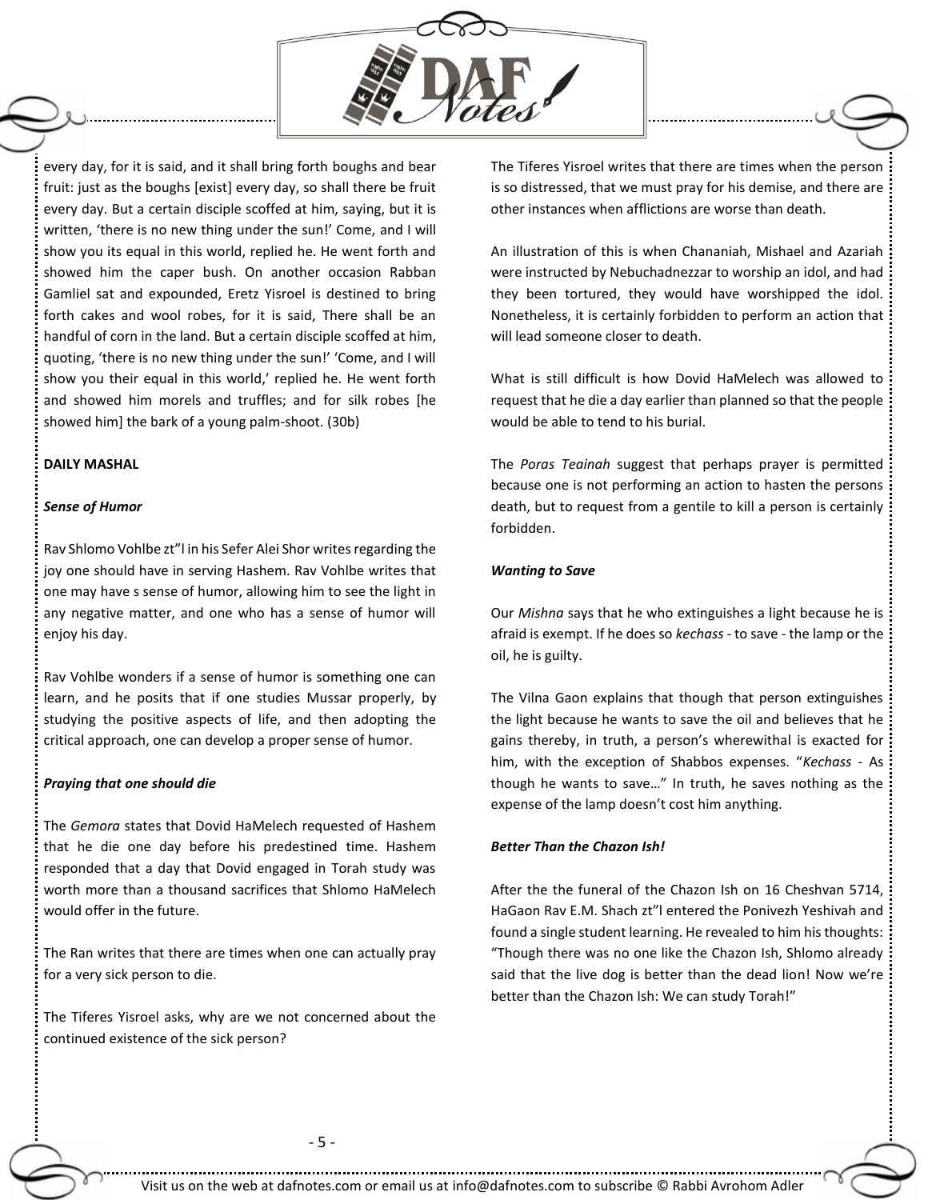every day, for it is said, and it shall bring forth boughs and bear fruit: just as the boughs [exist] every day, so shall there be fruit every day. But a certain disciple scoffed at him, saying, but it is written, 'there is no new thing under the sun!' Come, and I will show you its equal in this world, replied he. He went forth and showed him the caper bush. On another occasion Rabban Gamliel sat and expounded, Eretz Yisroel is destined to bring forth cakes and wool robes, for it is said, There shall be an handful of corn in the land. But a certain disciple scoffed at him, quoting, 'there is no new thing under the sun!' 'Come, and I will show you their equal in this world,' replied he. He went forth and showed him morels and truffles; and for silk robes [he showed him] the bark of a young palm-shoot. (30b)

**DAILY MASHAL**

***Sense of Humor***

Rav Shlomo Vohlbe zt"l in his Sefer Alei Shor writes regarding the joy one should have in serving Hashem. Rav Vohlbe writes that one may have s sense of humor, allowing him to see the light in any negative matter, and one who has a sense of humor will enjoy his day.

Rav Vohlbe wonders if a sense of humor is something one can learn, and he posits that if one studies Mussar properly, by studying the positive aspects of life, and then adopting the critical approach, one can develop a proper sense of humor.

***Praying that one should die***

The *Gemora* states that Dovid HaMelech requested of Hashem that he die one day before his predestined time. Hashem responded that a day that Dovid engaged in Torah study was worth more than a thousand sacrifices that Shlomo HaMelech would offer in the future.

The Ran writes that there are times when one can actually pray for a very sick person to die.

The Tiferes Yisroel asks, why are we not concerned about the continued existence of the sick person?

The Tiferes Yisroel writes that there are times when the person is so distressed, that we must pray for his demise, and there are other instances when afflictions are worse than death.

An illustration of this is when Chananiah, Mishael and Azariah were instructed by Nebuchadnezzar to worship an idol, and had they been tortured, they would have worshipped the idol. Nonetheless, it is certainly forbidden to perform an action that will lead someone closer to death.

What is still difficult is how Dovid HaMelech was allowed to request that he die a day earlier than planned so that the people would be able to tend to his burial.

The *Poras Teainah* suggest that perhaps prayer is permitted because one is not performing an action to hasten the persons death, but to request from a gentile to kill a person is certainly forbidden.

***Wanting to Save***

Our *Mishna* says that he who extinguishes a light because he is afraid is exempt. If he does so *kechass* - to save - the lamp or the oil, he is guilty.

The Vilna Gaon explains that though that person extinguishes the light because he wants to save the oil and believes that he gains thereby, in truth, a person's wherewithal is exacted for him, with the exception of Shabbos expenses. "*Kechass* - As though he wants to save…" In truth, he saves nothing as the expense of the lamp doesn't cost him anything.

***Better Than the Chazon Ish!***

After the the funeral of the Chazon Ish on 16 Cheshvan 5714, HaGaon Rav E.M. Shach zt"l entered the Ponivezh Yeshivah and found a single student learning. He revealed to him his thoughts: "Though there was no one like the Chazon Ish, Shlomo already said that the live dog is better than the dead lion! Now we're better than the Chazon Ish: We can study Torah!"